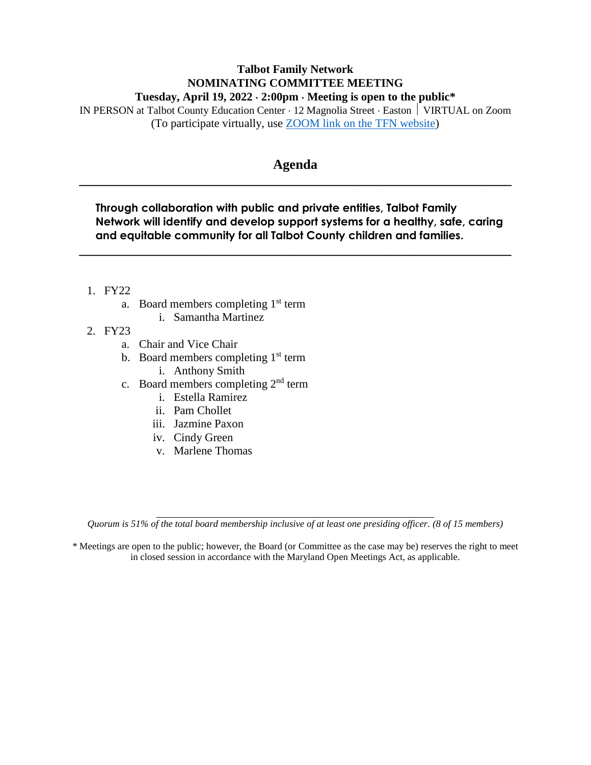**Talbot Family Network**
**NOMINATING COMMITTEE MEETING**
**Tuesday, April 19, 2022 · 2:00pm · Meeting is open to the public***

IN PERSON at Talbot County Education Center · 12 Magnolia Street · Easton | VIRTUAL on Zoom
(To participate virtually, use ZOOM link on the TFN website)

## Agenda

---

**Through collaboration with public and private entities, Talbot Family Network will identify and develop support systems for a healthy, safe, caring and equitable community for all Talbot County children and families.**

---

1. FY22
   a. Board members completing 1st term
      i. Samantha Martinez
2. FY23
   a. Chair and Vice Chair
   b. Board members completing 1st term
      i. Anthony Smith
   c. Board members completing 2nd term
      i. Estella Ramirez
      ii. Pam Chollet
      iii. Jazmine Paxon
      iv. Cindy Green
      v. Marlene Thomas

---

*Quorum is 51% of the total board membership inclusive of at least one presiding officer. (8 of 15 members)*

* Meetings are open to the public; however, the Board (or Committee as the case may be) reserves the right to meet in closed session in accordance with the Maryland Open Meetings Act, as applicable.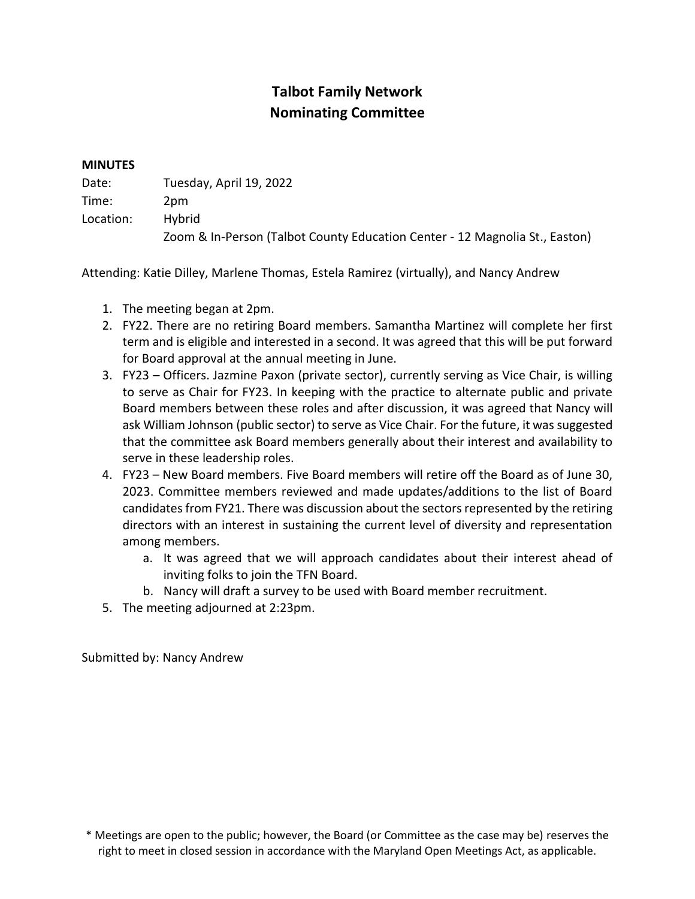# Talbot Family Network
# Nominating Committee

**MINUTES**

Date: Tuesday, April 19, 2022
Time: 2pm
Location: Hybrid
Zoom & In-Person (Talbot County Education Center - 12 Magnolia St., Easton)

Attending: Katie Dilley, Marlene Thomas, Estela Ramirez (virtually), and Nancy Andrew

1. The meeting began at 2pm.
2. FY22. There are no retiring Board members. Samantha Martinez will complete her first term and is eligible and interested in a second. It was agreed that this will be put forward for Board approval at the annual meeting in June.
3. FY23 – Officers. Jazmine Paxon (private sector), currently serving as Vice Chair, is willing to serve as Chair for FY23. In keeping with the practice to alternate public and private Board members between these roles and after discussion, it was agreed that Nancy will ask William Johnson (public sector) to serve as Vice Chair. For the future, it was suggested that the committee ask Board members generally about their interest and availability to serve in these leadership roles.
4. FY23 – New Board members. Five Board members will retire off the Board as of June 30, 2023. Committee members reviewed and made updates/additions to the list of Board candidates from FY21. There was discussion about the sectors represented by the retiring directors with an interest in sustaining the current level of diversity and representation among members.
   a. It was agreed that we will approach candidates about their interest ahead of inviting folks to join the TFN Board.
   b. Nancy will draft a survey to be used with Board member recruitment.
5. The meeting adjourned at 2:23pm.

Submitted by: Nancy Andrew

\* Meetings are open to the public; however, the Board (or Committee as the case may be) reserves the right to meet in closed session in accordance with the Maryland Open Meetings Act, as applicable.